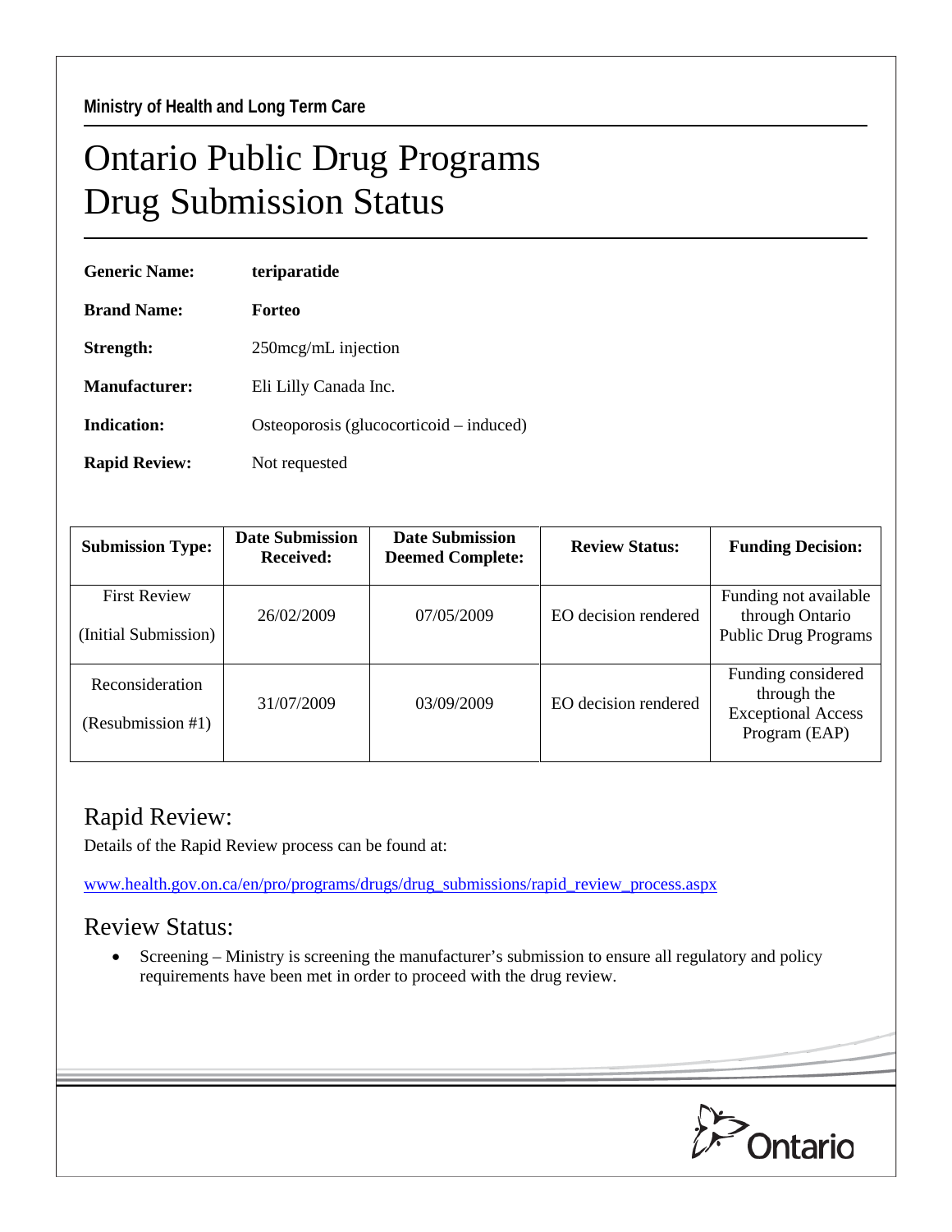**Ministry of Health and Long Term Care**

# Ontario Public Drug Programs
# Drug Submission Status

**Generic Name:** **teriparatide**

**Brand Name:** **Forteo**

**Strength:** 250mcg/mL injection

**Manufacturer:** Eli Lilly Canada Inc.

**Indication:** Osteoporosis (glucocorticoid – induced)

**Rapid Review:** Not requested

| Submission Type: | Date Submission Received: | Date Submission Deemed Complete: | Review Status: | Funding Decision: |
|---|---|---|---|---|
| First Review (Initial Submission) | 26/02/2009 | 07/05/2009 | EO decision rendered | Funding not available through Ontario Public Drug Programs |
| Reconsideration (Resubmission #1) | 31/07/2009 | 03/09/2009 | EO decision rendered | Funding considered through the Exceptional Access Program (EAP) |

## Rapid Review:

Details of the Rapid Review process can be found at:

www.health.gov.on.ca/en/pro/programs/drugs/drug_submissions/rapid_review_process.aspx

## Review Status:

- Screening – Ministry is screening the manufacturer's submission to ensure all regulatory and policy requirements have been met in order to proceed with the drug review.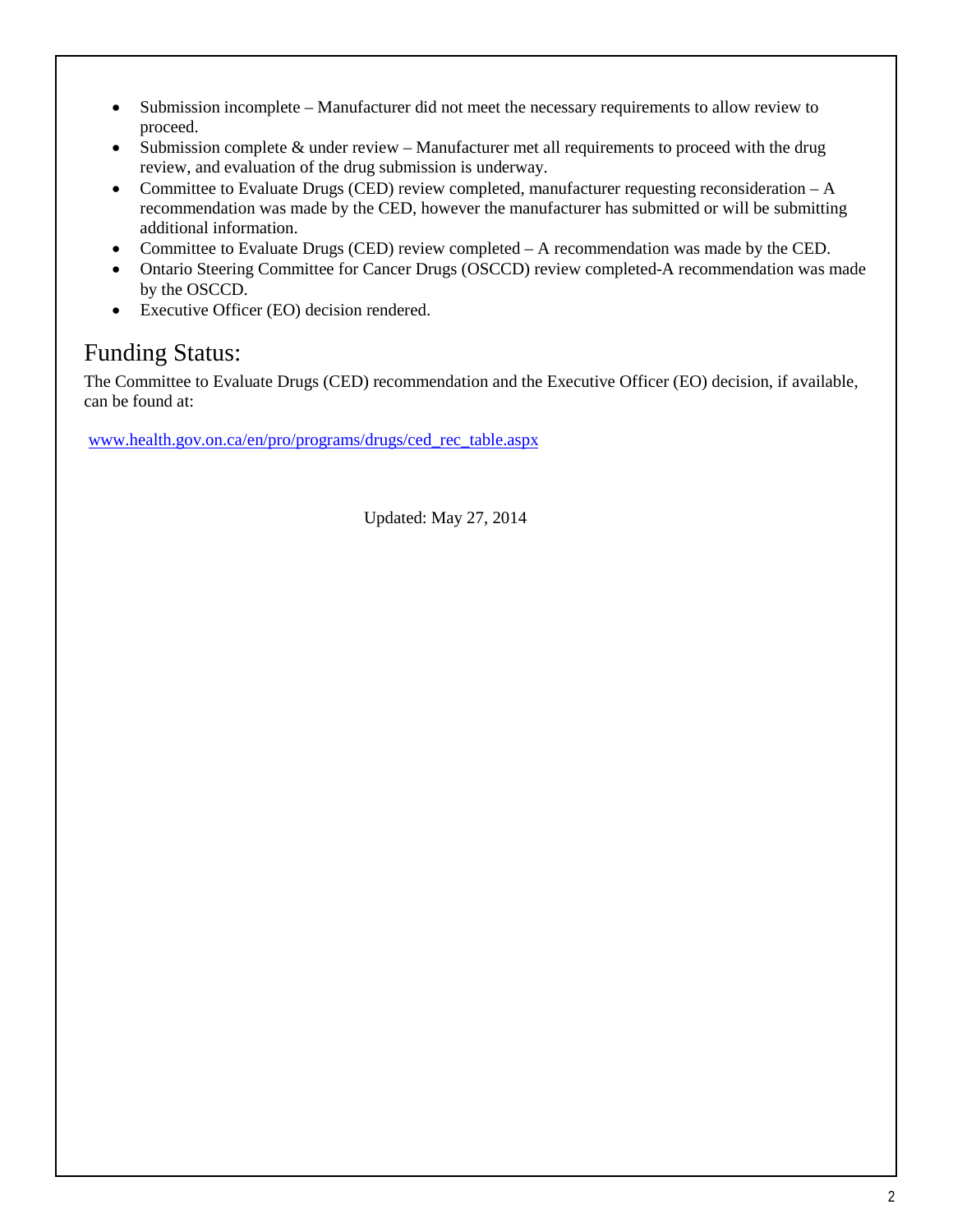- Submission incomplete – Manufacturer did not meet the necessary requirements to allow review to proceed.
- Submission complete & under review – Manufacturer met all requirements to proceed with the drug review, and evaluation of the drug submission is underway.
- Committee to Evaluate Drugs (CED) review completed, manufacturer requesting reconsideration – A recommendation was made by the CED, however the manufacturer has submitted or will be submitting additional information.
- Committee to Evaluate Drugs (CED) review completed – A recommendation was made by the CED.
- Ontario Steering Committee for Cancer Drugs (OSCCD) review completed-A recommendation was made by the OSCCD.
- Executive Officer (EO) decision rendered.

## Funding Status:

The Committee to Evaluate Drugs (CED) recommendation and the Executive Officer (EO) decision, if available, can be found at:

www.health.gov.on.ca/en/pro/programs/drugs/ced_rec_table.aspx

Updated: May 27, 2014